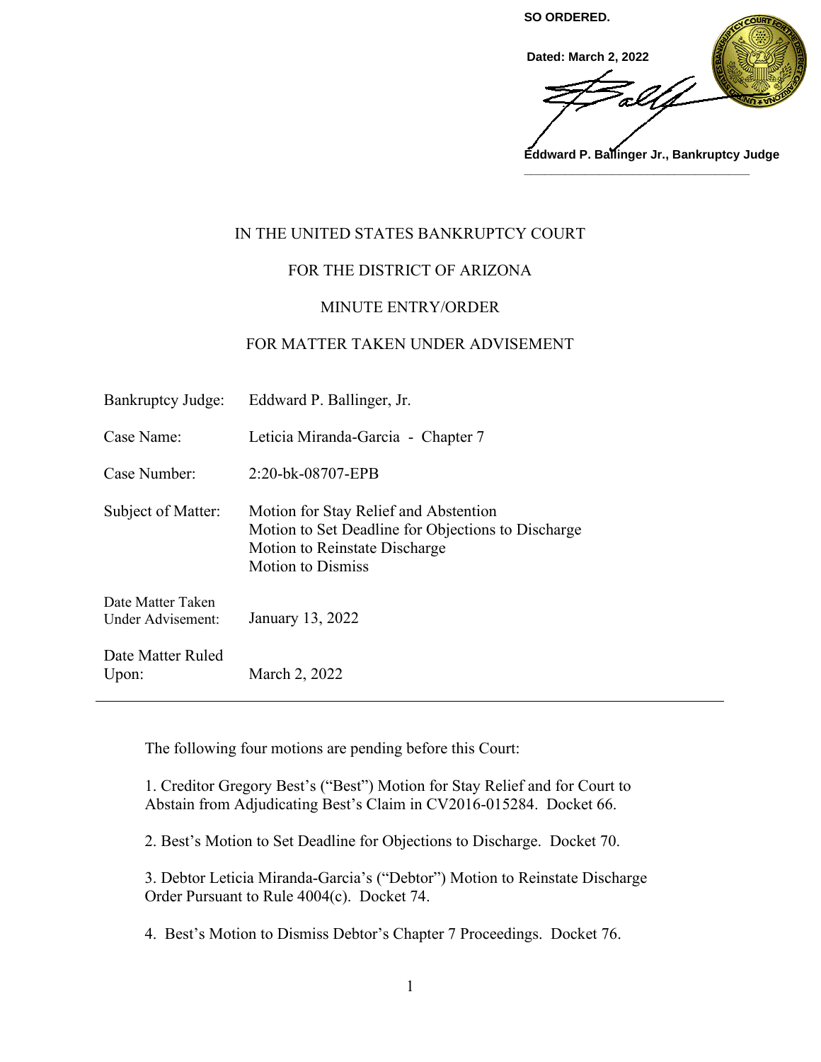**SO ORDERED.**

**Dated: March 2, 2022**

**Eddward P. Ballinger Jr., Bankruptcy Judge**

IN THE UNITED STATES BANKRUPTCY COURT

FOR THE DISTRICT OF ARIZONA

MINUTE ENTRY/ORDER

FOR MATTER TAKEN UNDER ADVISEMENT

| | |
|---|---|
| Bankruptcy Judge: | Edward P. Ballinger, Jr. |
| Case Name: | Leticia Miranda-Garcia - Chapter 7 |
| Case Number: | 2:20-bk-08707-EPB |
| Subject of Matter: | Motion for Stay Relief and Abstention<br>Motion to Set Deadline for Objections to Discharge<br>Motion to Reinstate Discharge<br>Motion to Dismiss |
| Date Matter Taken Under Advisement: | January 13, 2022 |
| Date Matter Ruled Upon: | March 2, 2022 |

---

The following four motions are pending before this Court:

1. Creditor Gregory Best's ("Best") Motion for Stay Relief and for Court to Abstain from Adjudicating Best's Claim in CV2016-015284. Docket 66.

2. Best's Motion to Set Deadline for Objections to Discharge. Docket 70.

3. Debtor Leticia Miranda-Garcia's ("Debtor") Motion to Reinstate Discharge Order Pursuant to Rule 4004(c). Docket 74.

4. Best's Motion to Dismiss Debtor's Chapter 7 Proceedings. Docket 76.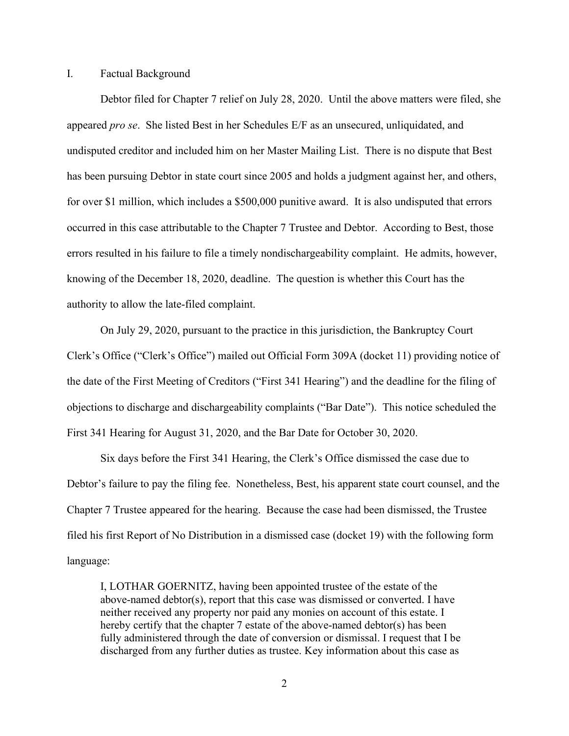## I. Factual Background

Debtor filed for Chapter 7 relief on July 28, 2020. Until the above matters were filed, she appeared *pro se*. She listed Best in her Schedules E/F as an unsecured, unliquidated, and undisputed creditor and included him on her Master Mailing List. There is no dispute that Best has been pursuing Debtor in state court since 2005 and holds a judgment against her, and others, for over $1 million, which includes a $500,000 punitive award. It is also undisputed that errors occurred in this case attributable to the Chapter 7 Trustee and Debtor. According to Best, those errors resulted in his failure to file a timely nondischargeability complaint. He admits, however, knowing of the December 18, 2020, deadline. The question is whether this Court has the authority to allow the late-filed complaint.

On July 29, 2020, pursuant to the practice in this jurisdiction, the Bankruptcy Court Clerk's Office ("Clerk's Office") mailed out Official Form 309A (docket 11) providing notice of the date of the First Meeting of Creditors ("First 341 Hearing") and the deadline for the filing of objections to discharge and dischargeability complaints ("Bar Date"). This notice scheduled the First 341 Hearing for August 31, 2020, and the Bar Date for October 30, 2020.

Six days before the First 341 Hearing, the Clerk's Office dismissed the case due to Debtor's failure to pay the filing fee. Nonetheless, Best, his apparent state court counsel, and the Chapter 7 Trustee appeared for the hearing. Because the case had been dismissed, the Trustee filed his first Report of No Distribution in a dismissed case (docket 19) with the following form language:

> I, LOTHAR GOERNITZ, having been appointed trustee of the estate of the above-named debtor(s), report that this case was dismissed or converted. I have neither received any property nor paid any monies on account of this estate. I hereby certify that the chapter 7 estate of the above-named debtor(s) has been fully administered through the date of conversion or dismissal. I request that I be discharged from any further duties as trustee. Key information about this case as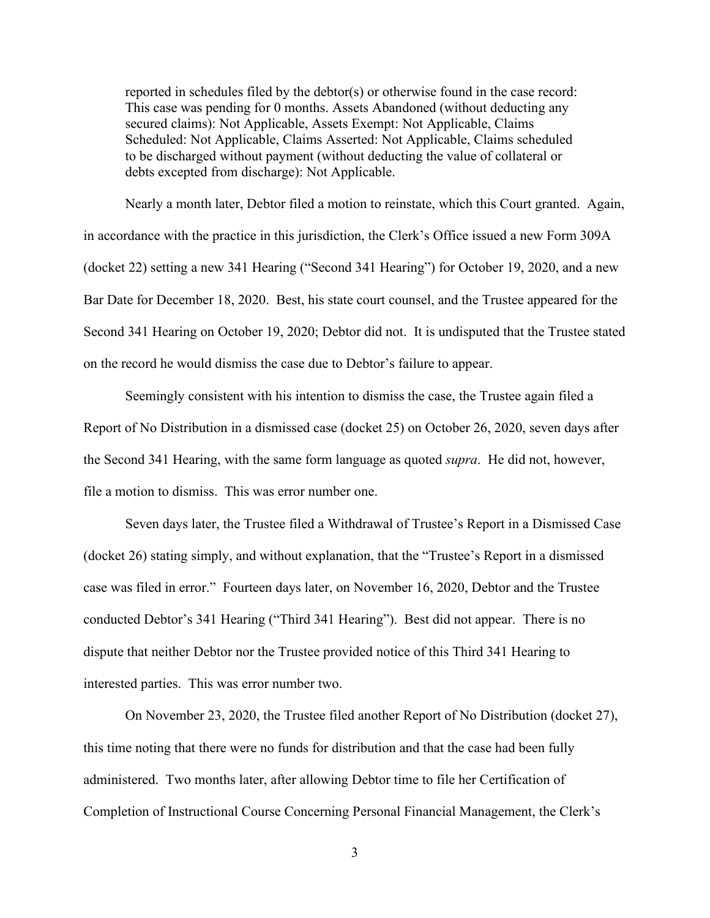> reported in schedules filed by the debtor(s) or otherwise found in the case record: This case was pending for 0 months. Assets Abandoned (without deducting any secured claims): Not Applicable, Assets Exempt: Not Applicable, Claims Scheduled: Not Applicable, Claims Asserted: Not Applicable, Claims scheduled to be discharged without payment (without deducting the value of collateral or debts excepted from discharge): Not Applicable.

Nearly a month later, Debtor filed a motion to reinstate, which this Court granted. Again, in accordance with the practice in this jurisdiction, the Clerk's Office issued a new Form 309A (docket 22) setting a new 341 Hearing ("Second 341 Hearing") for October 19, 2020, and a new Bar Date for December 18, 2020. Best, his state court counsel, and the Trustee appeared for the Second 341 Hearing on October 19, 2020; Debtor did not. It is undisputed that the Trustee stated on the record he would dismiss the case due to Debtor's failure to appear.

Seemingly consistent with his intention to dismiss the case, the Trustee again filed a Report of No Distribution in a dismissed case (docket 25) on October 26, 2020, seven days after the Second 341 Hearing, with the same form language as quoted *supra*. He did not, however, file a motion to dismiss. This was error number one.

Seven days later, the Trustee filed a Withdrawal of Trustee's Report in a Dismissed Case (docket 26) stating simply, and without explanation, that the "Trustee's Report in a dismissed case was filed in error." Fourteen days later, on November 16, 2020, Debtor and the Trustee conducted Debtor's 341 Hearing ("Third 341 Hearing"). Best did not appear. There is no dispute that neither Debtor nor the Trustee provided notice of this Third 341 Hearing to interested parties. This was error number two.

On November 23, 2020, the Trustee filed another Report of No Distribution (docket 27), this time noting that there were no funds for distribution and that the case had been fully administered. Two months later, after allowing Debtor time to file her Certification of Completion of Instructional Course Concerning Personal Financial Management, the Clerk's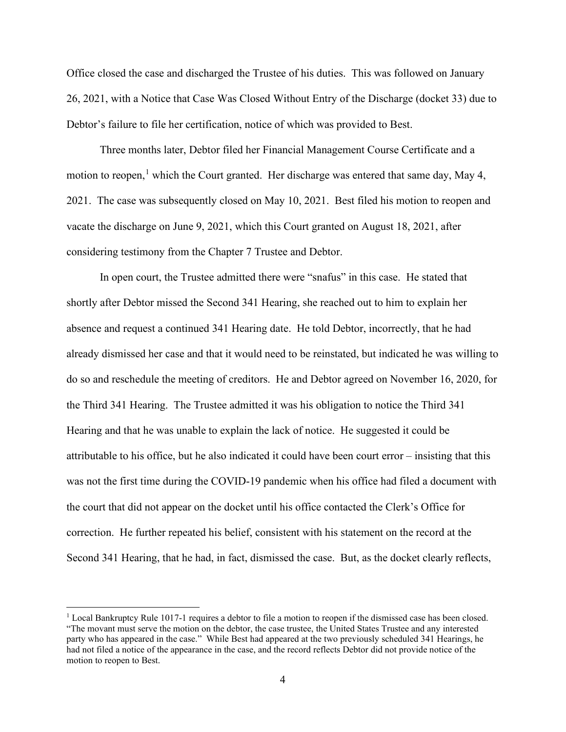Office closed the case and discharged the Trustee of his duties. This was followed on January 26, 2021, with a Notice that Case Was Closed Without Entry of the Discharge (docket 33) due to Debtor's failure to file her certification, notice of which was provided to Best.

Three months later, Debtor filed her Financial Management Course Certificate and a motion to reopen,[1] which the Court granted. Her discharge was entered that same day, May 4, 2021. The case was subsequently closed on May 10, 2021. Best filed his motion to reopen and vacate the discharge on June 9, 2021, which this Court granted on August 18, 2021, after considering testimony from the Chapter 7 Trustee and Debtor.

In open court, the Trustee admitted there were "snafus" in this case. He stated that shortly after Debtor missed the Second 341 Hearing, she reached out to him to explain her absence and request a continued 341 Hearing date. He told Debtor, incorrectly, that he had already dismissed her case and that it would need to be reinstated, but indicated he was willing to do so and reschedule the meeting of creditors. He and Debtor agreed on November 16, 2020, for the Third 341 Hearing. The Trustee admitted it was his obligation to notice the Third 341 Hearing and that he was unable to explain the lack of notice. He suggested it could be attributable to his office, but he also indicated it could have been court error – insisting that this was not the first time during the COVID-19 pandemic when his office had filed a document with the court that did not appear on the docket until his office contacted the Clerk's Office for correction. He further repeated his belief, consistent with his statement on the record at the Second 341 Hearing, that he had, in fact, dismissed the case. But, as the docket clearly reflects,

---

[1] Local Bankruptcy Rule 1017-1 requires a debtor to file a motion to reopen if the dismissed case has been closed. "The movant must serve the motion on the debtor, the case trustee, the United States Trustee and any interested party who has appeared in the case." While Best had appeared at the two previously scheduled 341 Hearings, he had not filed a notice of the appearance in the case, and the record reflects Debtor did not provide notice of the motion to reopen to Best.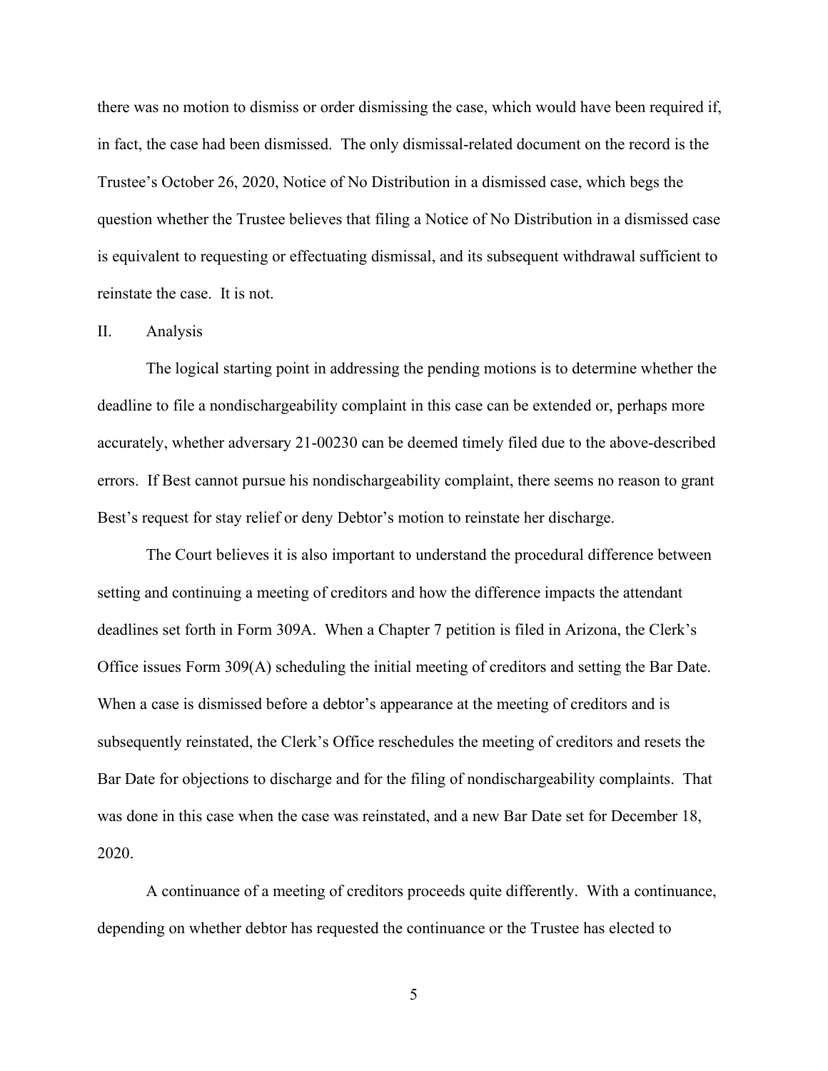there was no motion to dismiss or order dismissing the case, which would have been required if, in fact, the case had been dismissed. The only dismissal-related document on the record is the Trustee's October 26, 2020, Notice of No Distribution in a dismissed case, which begs the question whether the Trustee believes that filing a Notice of No Distribution in a dismissed case is equivalent to requesting or effectuating dismissal, and its subsequent withdrawal sufficient to reinstate the case. It is not.

## II. Analysis

The logical starting point in addressing the pending motions is to determine whether the deadline to file a nondischargeability complaint in this case can be extended or, perhaps more accurately, whether adversary 21-00230 can be deemed timely filed due to the above-described errors. If Best cannot pursue his nondischargeability complaint, there seems no reason to grant Best's request for stay relief or deny Debtor's motion to reinstate her discharge.

The Court believes it is also important to understand the procedural difference between setting and continuing a meeting of creditors and how the difference impacts the attendant deadlines set forth in Form 309A. When a Chapter 7 petition is filed in Arizona, the Clerk's Office issues Form 309(A) scheduling the initial meeting of creditors and setting the Bar Date. When a case is dismissed before a debtor's appearance at the meeting of creditors and is subsequently reinstated, the Clerk's Office reschedules the meeting of creditors and resets the Bar Date for objections to discharge and for the filing of nondischargeability complaints. That was done in this case when the case was reinstated, and a new Bar Date set for December 18, 2020.

A continuance of a meeting of creditors proceeds quite differently. With a continuance, depending on whether debtor has requested the continuance or the Trustee has elected to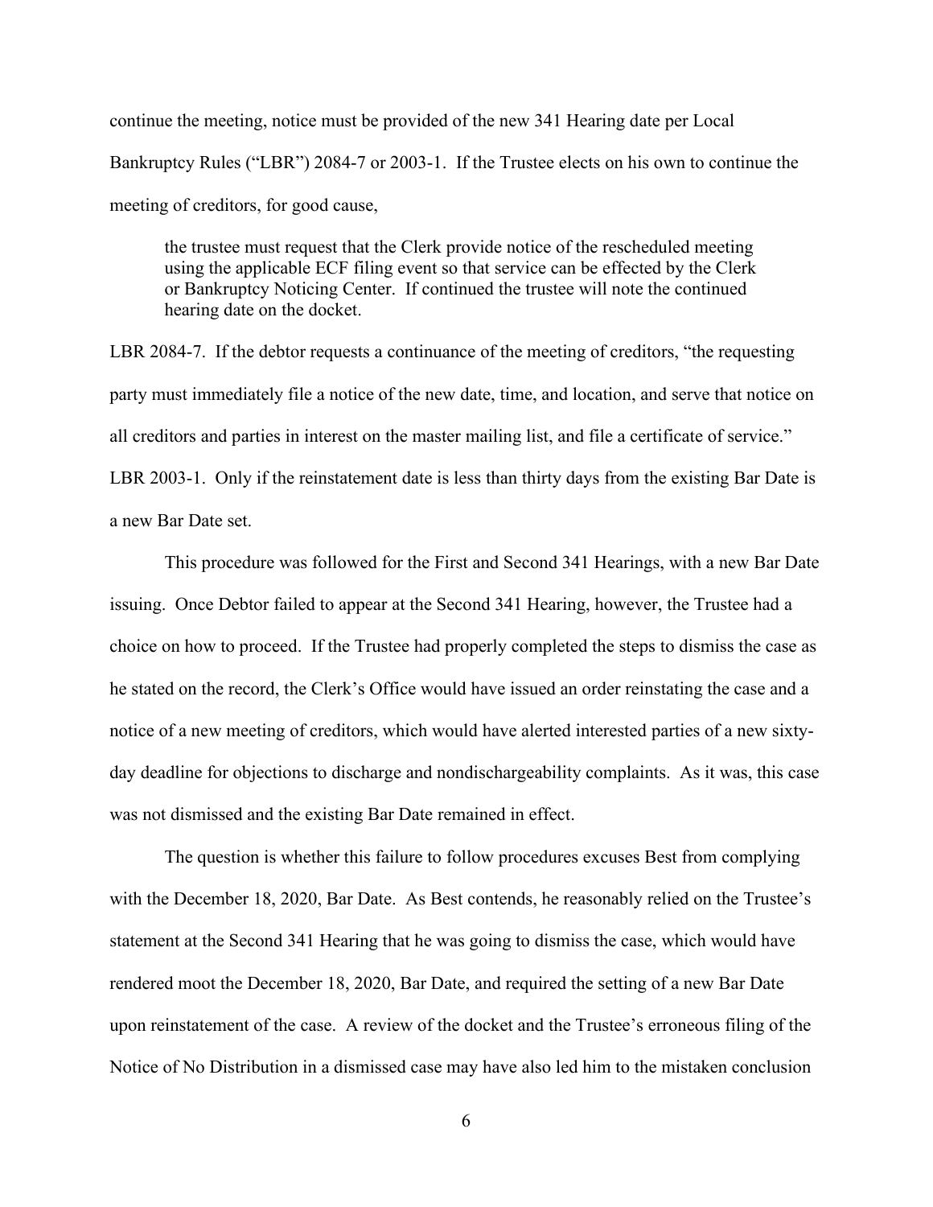continue the meeting, notice must be provided of the new 341 Hearing date per Local Bankruptcy Rules ("LBR") 2084-7 or 2003-1. If the Trustee elects on his own to continue the meeting of creditors, for good cause,

> the trustee must request that the Clerk provide notice of the rescheduled meeting using the applicable ECF filing event so that service can be effected by the Clerk or Bankruptcy Noticing Center. If continued the trustee will note the continued hearing date on the docket.

LBR 2084-7. If the debtor requests a continuance of the meeting of creditors, "the requesting party must immediately file a notice of the new date, time, and location, and serve that notice on all creditors and parties in interest on the master mailing list, and file a certificate of service." LBR 2003-1. Only if the reinstatement date is less than thirty days from the existing Bar Date is a new Bar Date set.

This procedure was followed for the First and Second 341 Hearings, with a new Bar Date issuing. Once Debtor failed to appear at the Second 341 Hearing, however, the Trustee had a choice on how to proceed. If the Trustee had properly completed the steps to dismiss the case as he stated on the record, the Clerk's Office would have issued an order reinstating the case and a notice of a new meeting of creditors, which would have alerted interested parties of a new sixty-day deadline for objections to discharge and nondischargeability complaints. As it was, this case was not dismissed and the existing Bar Date remained in effect.

The question is whether this failure to follow procedures excuses Best from complying with the December 18, 2020, Bar Date. As Best contends, he reasonably relied on the Trustee's statement at the Second 341 Hearing that he was going to dismiss the case, which would have rendered moot the December 18, 2020, Bar Date, and required the setting of a new Bar Date upon reinstatement of the case. A review of the docket and the Trustee's erroneous filing of the Notice of No Distribution in a dismissed case may have also led him to the mistaken conclusion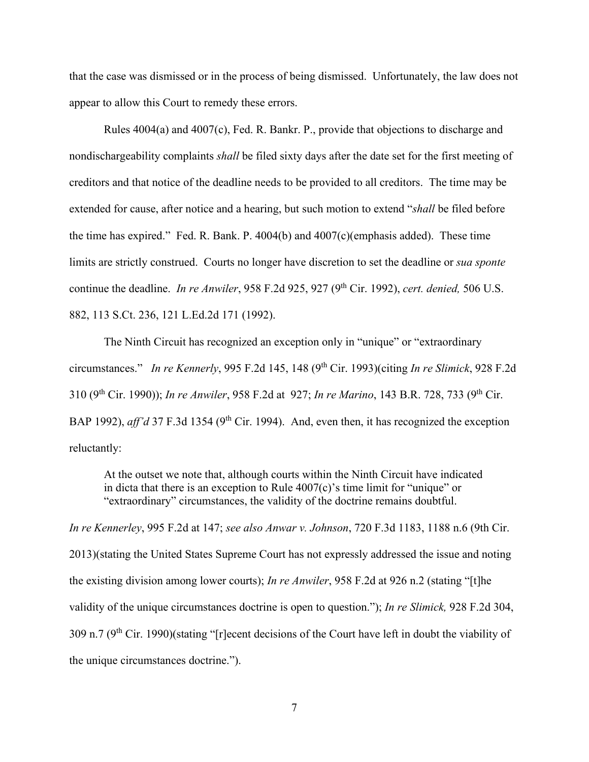that the case was dismissed or in the process of being dismissed. Unfortunately, the law does not appear to allow this Court to remedy these errors.

Rules 4004(a) and 4007(c), Fed. R. Bankr. P., provide that objections to discharge and nondischargeability complaints *shall* be filed sixty days after the date set for the first meeting of creditors and that notice of the deadline needs to be provided to all creditors. The time may be extended for cause, after notice and a hearing, but such motion to extend "*shall* be filed before the time has expired." Fed. R. Bank. P. 4004(b) and 4007(c)(emphasis added). These time limits are strictly construed. Courts no longer have discretion to set the deadline or *sua sponte* continue the deadline. *In re Anwiler*, 958 F.2d 925, 927 (9th Cir. 1992), *cert. denied,* 506 U.S. 882, 113 S.Ct. 236, 121 L.Ed.2d 171 (1992).

The Ninth Circuit has recognized an exception only in "unique" or "extraordinary circumstances." *In re Kennerly*, 995 F.2d 145, 148 (9th Cir. 1993)(citing *In re Slimick*, 928 F.2d 310 (9th Cir. 1990)); *In re Anwiler*, 958 F.2d at 927; *In re Marino*, 143 B.R. 728, 733 (9th Cir. BAP 1992), *aff'd* 37 F.3d 1354 (9th Cir. 1994). And, even then, it has recognized the exception reluctantly:

> At the outset we note that, although courts within the Ninth Circuit have indicated in dicta that there is an exception to Rule 4007(c)'s time limit for "unique" or "extraordinary" circumstances, the validity of the doctrine remains doubtful.

*In re Kennerley*, 995 F.2d at 147; *see also Anwar v. Johnson*, 720 F.3d 1183, 1188 n.6 (9th Cir. 2013)(stating the United States Supreme Court has not expressly addressed the issue and noting the existing division among lower courts); *In re Anwiler*, 958 F.2d at 926 n.2 (stating "[t]he validity of the unique circumstances doctrine is open to question."); *In re Slimick,* 928 F.2d 304, 309 n.7 (9th Cir. 1990)(stating "[r]ecent decisions of the Court have left in doubt the viability of the unique circumstances doctrine.").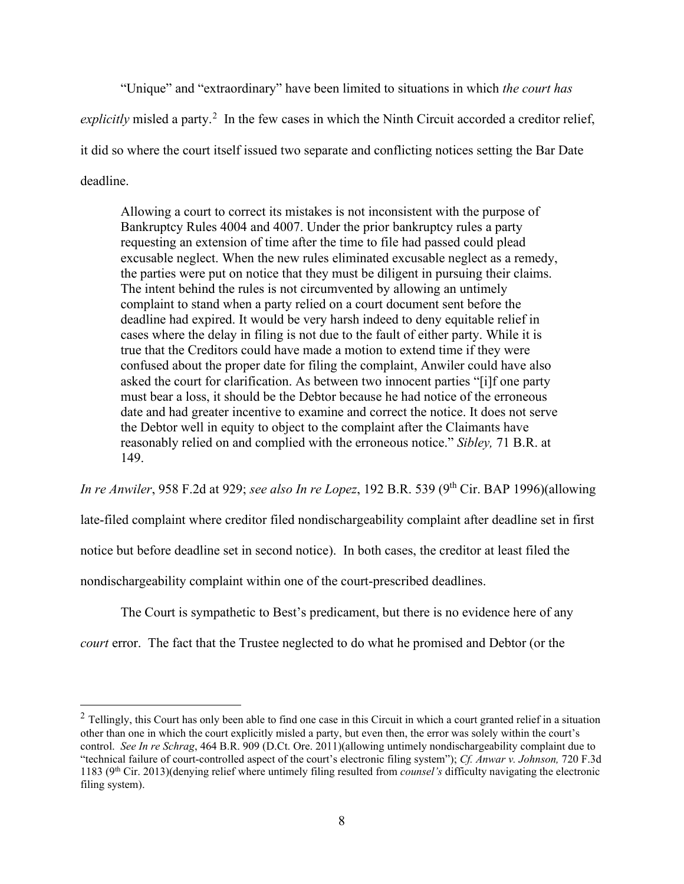"Unique" and "extraordinary" have been limited to situations in which *the court has explicitly* misled a party.[2] In the few cases in which the Ninth Circuit accorded a creditor relief, it did so where the court itself issued two separate and conflicting notices setting the Bar Date deadline.

> Allowing a court to correct its mistakes is not inconsistent with the purpose of Bankruptcy Rules 4004 and 4007. Under the prior bankruptcy rules a party requesting an extension of time after the time to file had passed could plead excusable neglect. When the new rules eliminated excusable neglect as a remedy, the parties were put on notice that they must be diligent in pursuing their claims. The intent behind the rules is not circumvented by allowing an untimely complaint to stand when a party relied on a court document sent before the deadline had expired. It would be very harsh indeed to deny equitable relief in cases where the delay in filing is not due to the fault of either party. While it is true that the Creditors could have made a motion to extend time if they were confused about the proper date for filing the complaint, Anwiler could have also asked the court for clarification. As between two innocent parties "[i]f one party must bear a loss, it should be the Debtor because he had notice of the erroneous date and had greater incentive to examine and correct the notice. It does not serve the Debtor well in equity to object to the complaint after the Claimants have reasonably relied on and complied with the erroneous notice." *Sibley,* 71 B.R. at 149.

*In re Anwiler*, 958 F.2d at 929; *see also In re Lopez*, 192 B.R. 539 (9th Cir. BAP 1996)(allowing late-filed complaint where creditor filed nondischargeability complaint after deadline set in first notice but before deadline set in second notice). In both cases, the creditor at least filed the nondischargeability complaint within one of the court-prescribed deadlines.

The Court is sympathetic to Best's predicament, but there is no evidence here of any *court* error. The fact that the Trustee neglected to do what he promised and Debtor (or the

---

[2] Tellingly, this Court has only been able to find one case in this Circuit in which a court granted relief in a situation other than one in which the court explicitly misled a party, but even then, the error was solely within the court's control. *See In re Schrag*, 464 B.R. 909 (D.Ct. Ore. 2011)(allowing untimely nondischargeability complaint due to "technical failure of court-controlled aspect of the court's electronic filing system"); *Cf. Anwar v. Johnson,* 720 F.3d 1183 (9th Cir. 2013)(denying relief where untimely filing resulted from *counsel's* difficulty navigating the electronic filing system).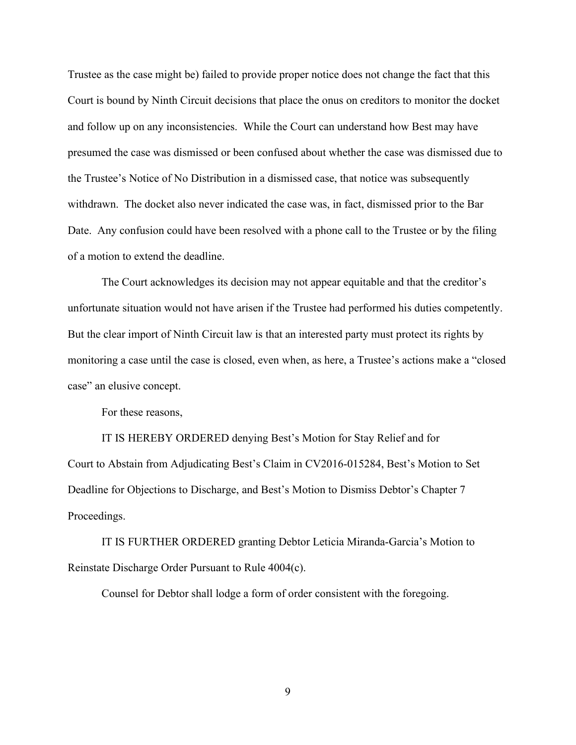Trustee as the case might be) failed to provide proper notice does not change the fact that this Court is bound by Ninth Circuit decisions that place the onus on creditors to monitor the docket and follow up on any inconsistencies. While the Court can understand how Best may have presumed the case was dismissed or been confused about whether the case was dismissed due to the Trustee's Notice of No Distribution in a dismissed case, that notice was subsequently withdrawn. The docket also never indicated the case was, in fact, dismissed prior to the Bar Date. Any confusion could have been resolved with a phone call to the Trustee or by the filing of a motion to extend the deadline.

The Court acknowledges its decision may not appear equitable and that the creditor's unfortunate situation would not have arisen if the Trustee had performed his duties competently. But the clear import of Ninth Circuit law is that an interested party must protect its rights by monitoring a case until the case is closed, even when, as here, a Trustee's actions make a "closed case" an elusive concept.

For these reasons,

IT IS HEREBY ORDERED denying Best's Motion for Stay Relief and for Court to Abstain from Adjudicating Best's Claim in CV2016-015284, Best's Motion to Set Deadline for Objections to Discharge, and Best's Motion to Dismiss Debtor's Chapter 7 Proceedings.

IT IS FURTHER ORDERED granting Debtor Leticia Miranda-Garcia's Motion to Reinstate Discharge Order Pursuant to Rule 4004(c).

Counsel for Debtor shall lodge a form of order consistent with the foregoing.